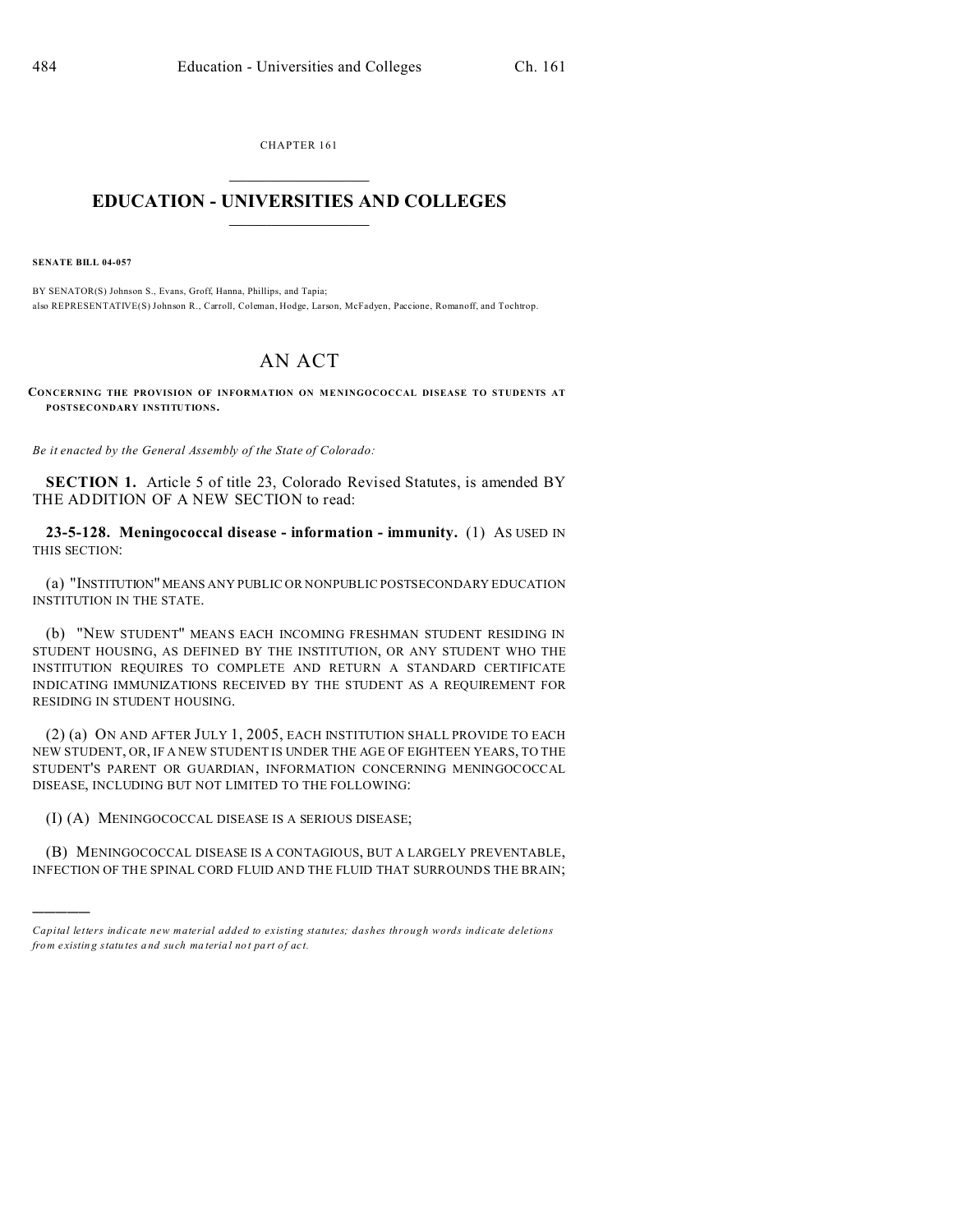CHAPTER 161

# EDUCATION - UNIVERSITIES AND COLLEGES

**SENATE BILL 04-057**

BY SENATOR(S) Johnson S., Evans, Groff, Hanna, Phillips, and Tapia;
also REPRESENTATIVE(S) Johnson R., Carroll, Coleman, Hodge, Larson, McFadyen, Paccione, Romanoff, and Tochtrop.

## AN ACT

**CONCERNING THE PROVISION OF INFORMATION ON MENINGOCOCCAL DISEASE TO STUDENTS AT POSTSECONDARY INSTITUTIONS.**

*Be it enacted by the General Assembly of the State of Colorado:*

**SECTION 1.** Article 5 of title 23, Colorado Revised Statutes, is amended BY THE ADDITION OF A NEW SECTION to read:

**23-5-128. Meningococcal disease - information - immunity.** (1) AS USED IN THIS SECTION:

(a) "INSTITUTION" MEANS ANY PUBLIC OR NONPUBLIC POSTSECONDARY EDUCATION INSTITUTION IN THE STATE.

(b) "NEW STUDENT" MEANS EACH INCOMING FRESHMAN STUDENT RESIDING IN STUDENT HOUSING, AS DEFINED BY THE INSTITUTION, OR ANY STUDENT WHO THE INSTITUTION REQUIRES TO COMPLETE AND RETURN A STANDARD CERTIFICATE INDICATING IMMUNIZATIONS RECEIVED BY THE STUDENT AS A REQUIREMENT FOR RESIDING IN STUDENT HOUSING.

(2) (a) ON AND AFTER JULY 1, 2005, EACH INSTITUTION SHALL PROVIDE TO EACH NEW STUDENT, OR, IF A NEW STUDENT IS UNDER THE AGE OF EIGHTEEN YEARS, TO THE STUDENT'S PARENT OR GUARDIAN, INFORMATION CONCERNING MENINGOCOCCAL DISEASE, INCLUDING BUT NOT LIMITED TO THE FOLLOWING:

(I) (A) MENINGOCOCCAL DISEASE IS A SERIOUS DISEASE;

(B) MENINGOCOCCAL DISEASE IS A CONTAGIOUS, BUT A LARGELY PREVENTABLE, INFECTION OF THE SPINAL CORD FLUID AND THE FLUID THAT SURROUNDS THE BRAIN;

---

*Capital letters indicate new material added to existing statutes; dashes through words indicate deletions from existing statutes and such material not part of act.*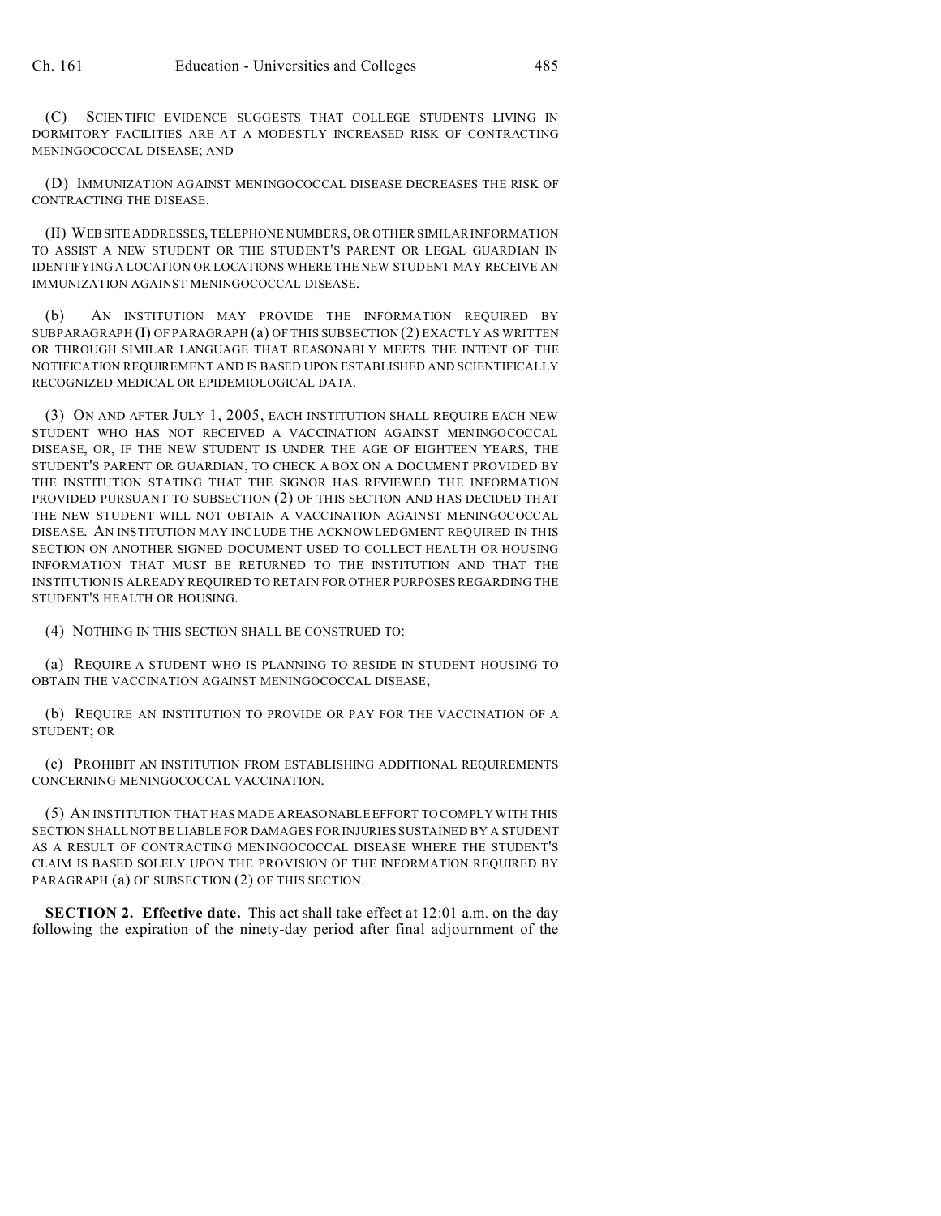(C) SCIENTIFIC EVIDENCE SUGGESTS THAT COLLEGE STUDENTS LIVING IN DORMITORY FACILITIES ARE AT A MODESTLY INCREASED RISK OF CONTRACTING MENINGOCOCCAL DISEASE; AND

(D) IMMUNIZATION AGAINST MENINGOCOCCAL DISEASE DECREASES THE RISK OF CONTRACTING THE DISEASE.

(II) WEB SITE ADDRESSES, TELEPHONE NUMBERS, OR OTHER SIMILAR INFORMATION TO ASSIST A NEW STUDENT OR THE STUDENT'S PARENT OR LEGAL GUARDIAN IN IDENTIFYING A LOCATION OR LOCATIONS WHERE THE NEW STUDENT MAY RECEIVE AN IMMUNIZATION AGAINST MENINGOCOCCAL DISEASE.

(b) AN INSTITUTION MAY PROVIDE THE INFORMATION REQUIRED BY SUBPARAGRAPH (I) OF PARAGRAPH (a) OF THIS SUBSECTION (2) EXACTLY AS WRITTEN OR THROUGH SIMILAR LANGUAGE THAT REASONABLY MEETS THE INTENT OF THE NOTIFICATION REQUIREMENT AND IS BASED UPON ESTABLISHED AND SCIENTIFICALLY RECOGNIZED MEDICAL OR EPIDEMIOLOGICAL DATA.

(3) ON AND AFTER JULY 1, 2005, EACH INSTITUTION SHALL REQUIRE EACH NEW STUDENT WHO HAS NOT RECEIVED A VACCINATION AGAINST MENINGOCOCCAL DISEASE, OR, IF THE NEW STUDENT IS UNDER THE AGE OF EIGHTEEN YEARS, THE STUDENT'S PARENT OR GUARDIAN, TO CHECK A BOX ON A DOCUMENT PROVIDED BY THE INSTITUTION STATING THAT THE SIGNOR HAS REVIEWED THE INFORMATION PROVIDED PURSUANT TO SUBSECTION (2) OF THIS SECTION AND HAS DECIDED THAT THE NEW STUDENT WILL NOT OBTAIN A VACCINATION AGAINST MENINGOCOCCAL DISEASE. AN INSTITUTION MAY INCLUDE THE ACKNOWLEDGMENT REQUIRED IN THIS SECTION ON ANOTHER SIGNED DOCUMENT USED TO COLLECT HEALTH OR HOUSING INFORMATION THAT MUST BE RETURNED TO THE INSTITUTION AND THAT THE INSTITUTION IS ALREADY REQUIRED TO RETAIN FOR OTHER PURPOSES REGARDING THE STUDENT'S HEALTH OR HOUSING.

(4) NOTHING IN THIS SECTION SHALL BE CONSTRUED TO:

(a) REQUIRE A STUDENT WHO IS PLANNING TO RESIDE IN STUDENT HOUSING TO OBTAIN THE VACCINATION AGAINST MENINGOCOCCAL DISEASE;

(b) REQUIRE AN INSTITUTION TO PROVIDE OR PAY FOR THE VACCINATION OF A STUDENT; OR

(c) PROHIBIT AN INSTITUTION FROM ESTABLISHING ADDITIONAL REQUIREMENTS CONCERNING MENINGOCOCCAL VACCINATION.

(5) AN INSTITUTION THAT HAS MADE A REASONABLE EFFORT TO COMPLY WITH THIS SECTION SHALL NOT BE LIABLE FOR DAMAGES FOR INJURIES SUSTAINED BY A STUDENT AS A RESULT OF CONTRACTING MENINGOCOCCAL DISEASE WHERE THE STUDENT'S CLAIM IS BASED SOLELY UPON THE PROVISION OF THE INFORMATION REQUIRED BY PARAGRAPH (a) OF SUBSECTION (2) OF THIS SECTION.

**SECTION 2. Effective date.** This act shall take effect at 12:01 a.m. on the day following the expiration of the ninety-day period after final adjournment of the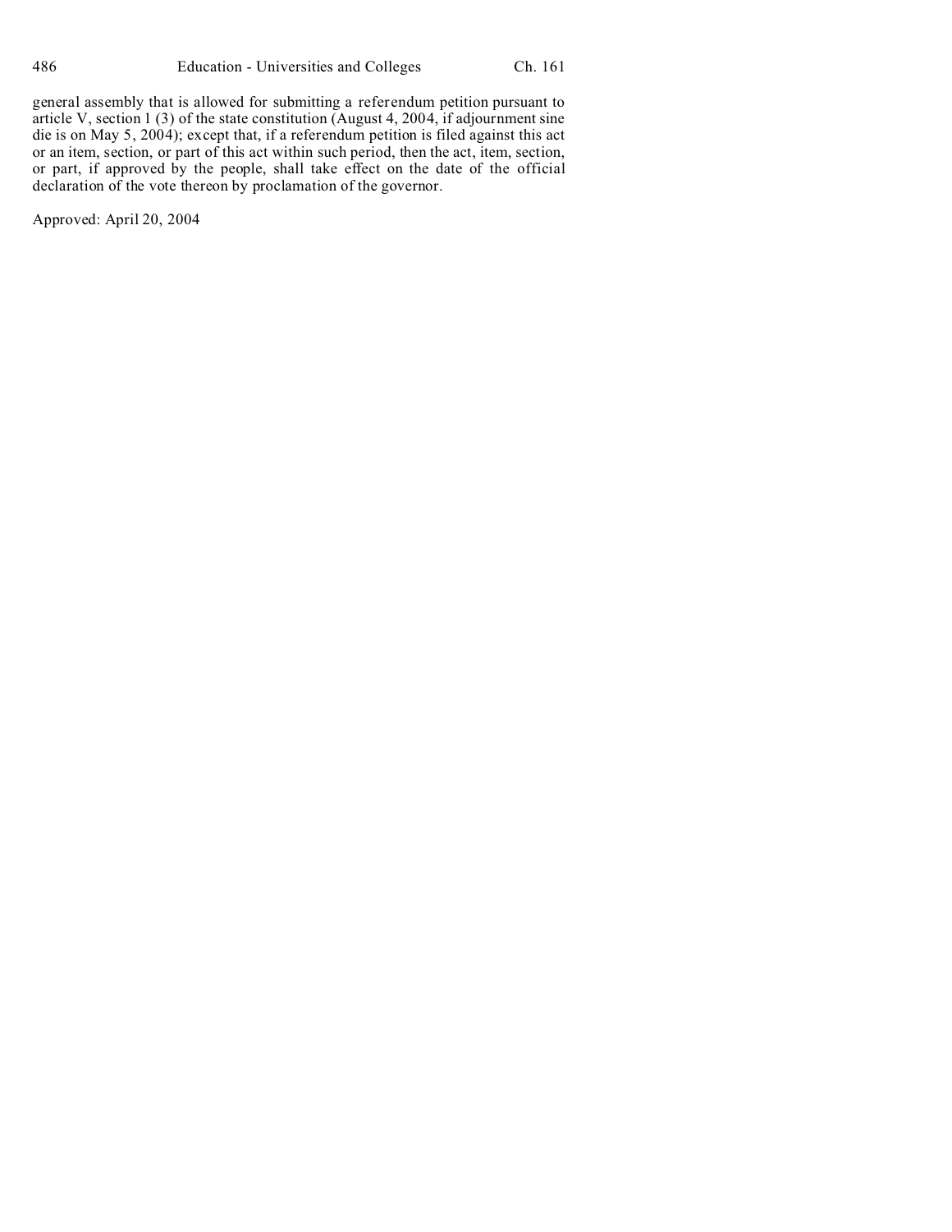general assembly that is allowed for submitting a referendum petition pursuant to article V, section 1 (3) of the state constitution (August 4, 2004, if adjournment sine die is on May 5, 2004); except that, if a referendum petition is filed against this act or an item, section, or part of this act within such period, then the act, item, section, or part, if approved by the people, shall take effect on the date of the official declaration of the vote thereon by proclamation of the governor.

Approved: April 20, 2004